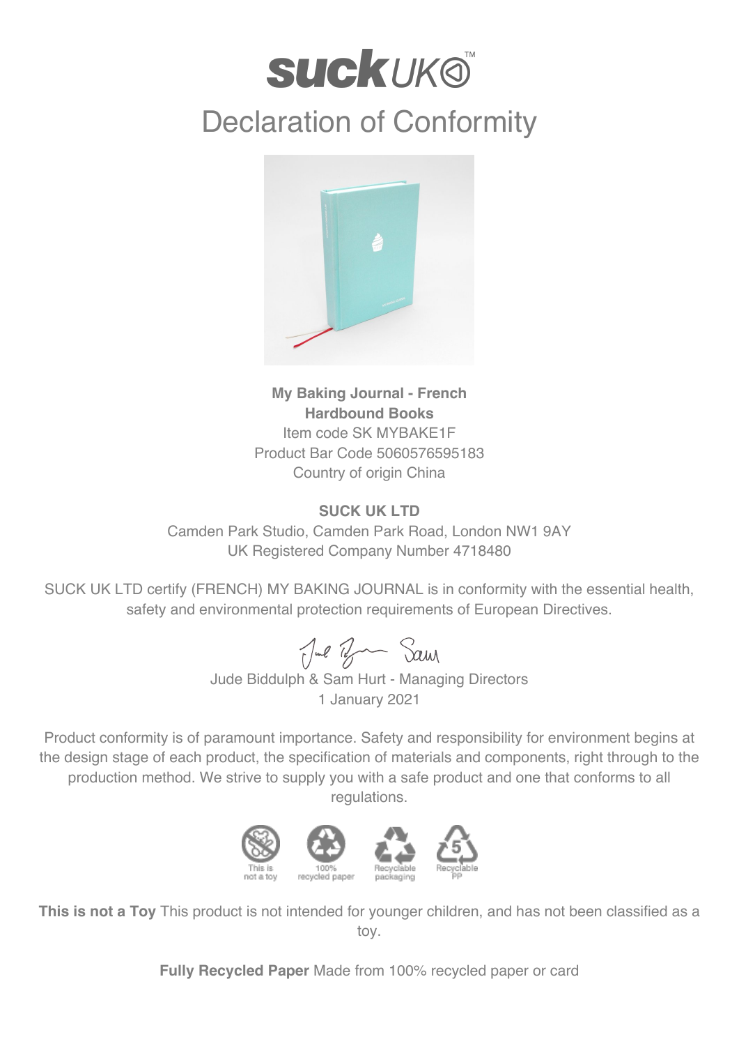# suck UK

# Declaration of Conformity

**My Baking Journal - French**
**Hardbound Books**
Item code SK MYBAKE1F
Product Bar Code 5060576595183
Country of origin China

**SUCK UK LTD**
Camden Park Studio, Camden Park Road, London NW1 9AY
UK Registered Company Number 4718480

SUCK UK LTD certify (FRENCH) MY BAKING JOURNAL is in conformity with the essential health, safety and environmental protection requirements of European Directives.

Jude Biddulph & Sam Hurt - Managing Directors
1 January 2021

Product conformity is of paramount importance. Safety and responsibility for environment begins at the design stage of each product, the specification of materials and components, right through to the production method. We strive to supply you with a safe product and one that conforms to all regulations.

This is not a toy
100% recycled paper
Recyclable packaging
Recyclable PP

**This is not a Toy** This product is not intended for younger children, and has not been classified as a toy.

**Fully Recycled Paper** Made from 100% recycled paper or card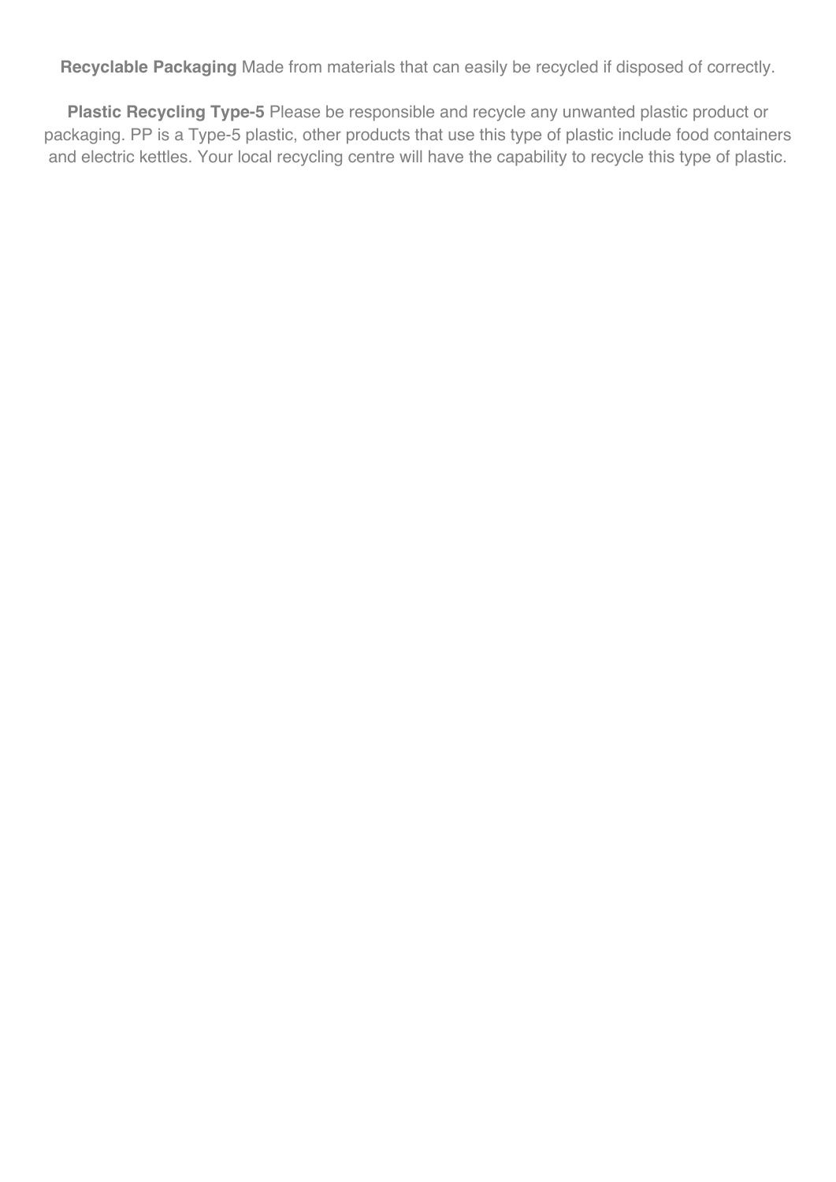**Recyclable Packaging** Made from materials that can easily be recycled if disposed of correctly.

**Plastic Recycling Type-5** Please be responsible and recycle any unwanted plastic product or packaging. PP is a Type-5 plastic, other products that use this type of plastic include food containers and electric kettles. Your local recycling centre will have the capability to recycle this type of plastic.